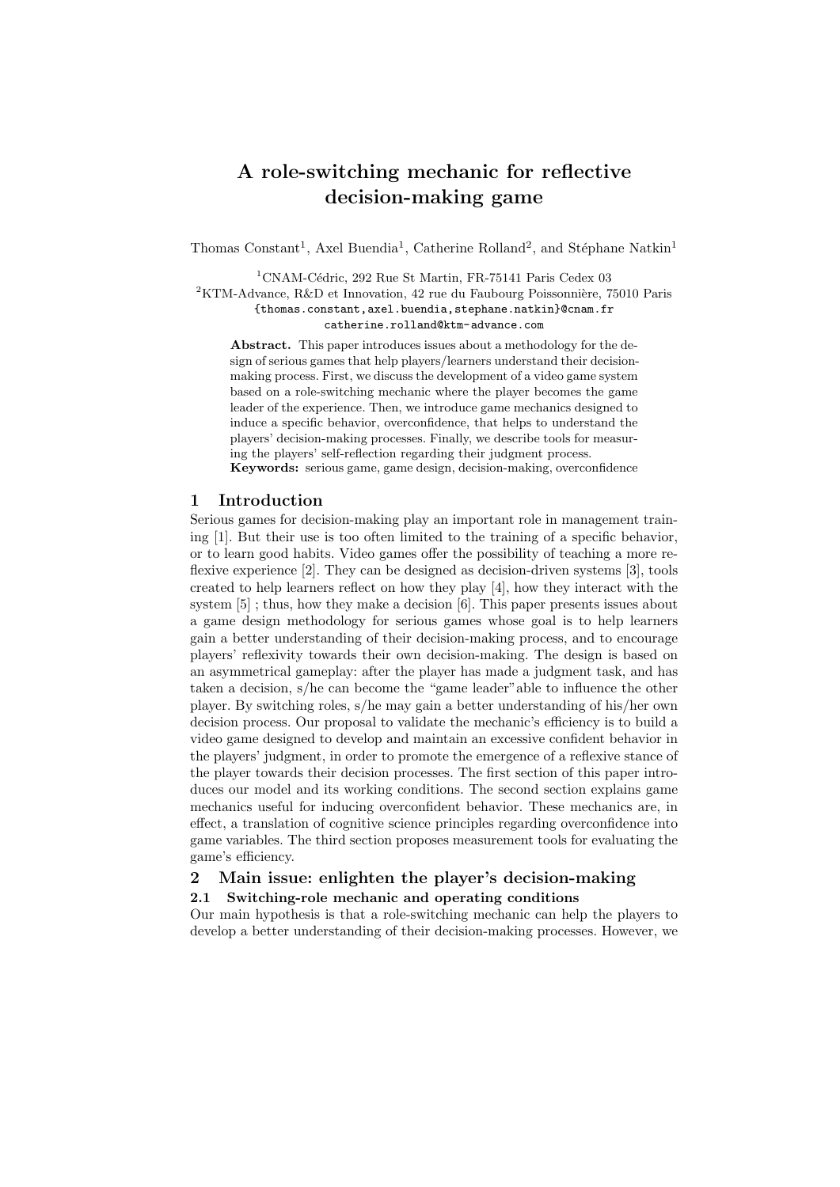# A role-switching mechanic for reflective decision-making game

Thomas Constant[1], Axel Buendia[1], Catherine Rolland[2], and Stéphane Natkin[1]

[1]CNAM-Cédric, 292 Rue St Martin, FR-75141 Paris Cedex 03
[2]KTM-Advance, R&D et Innovation, 42 rue du Faubourg Poissonnière, 75010 Paris
{thomas.constant,axel.buendia,stephane.natkin}@cnam.fr
catherine.rolland@ktm-advance.com

**Abstract.** This paper introduces issues about a methodology for the design of serious games that help players/learners understand their decision-making process. First, we discuss the development of a video game system based on a role-switching mechanic where the player becomes the game leader of the experience. Then, we introduce game mechanics designed to induce a specific behavior, overconfidence, that helps to understand the players' decision-making processes. Finally, we describe tools for measuring the players' self-reflection regarding their judgment process.
**Keywords:** serious game, game design, decision-making, overconfidence

## 1 Introduction

Serious games for decision-making play an important role in management training [1]. But their use is too often limited to the training of a specific behavior, or to learn good habits. Video games offer the possibility of teaching a more reflexive experience [2]. They can be designed as decision-driven systems [3], tools created to help learners reflect on how they play [4], how they interact with the system [5] ; thus, how they make a decision [6]. This paper presents issues about a game design methodology for serious games whose goal is to help learners gain a better understanding of their decision-making process, and to encourage players' reflexivity towards their own decision-making. The design is based on an asymmetrical gameplay: after the player has made a judgment task, and has taken a decision, s/he can become the "game leader"able to influence the other player. By switching roles, s/he may gain a better understanding of his/her own decision process. Our proposal to validate the mechanic's efficiency is to build a video game designed to develop and maintain an excessive confident behavior in the players' judgment, in order to promote the emergence of a reflexive stance of the player towards their decision processes. The first section of this paper introduces our model and its working conditions. The second section explains game mechanics useful for inducing overconfident behavior. These mechanics are, in effect, a translation of cognitive science principles regarding overconfidence into game variables. The third section proposes measurement tools for evaluating the game's efficiency.

## 2 Main issue: enlighten the player's decision-making

### 2.1 Switching-role mechanic and operating conditions

Our main hypothesis is that a role-switching mechanic can help the players to develop a better understanding of their decision-making processes. However, we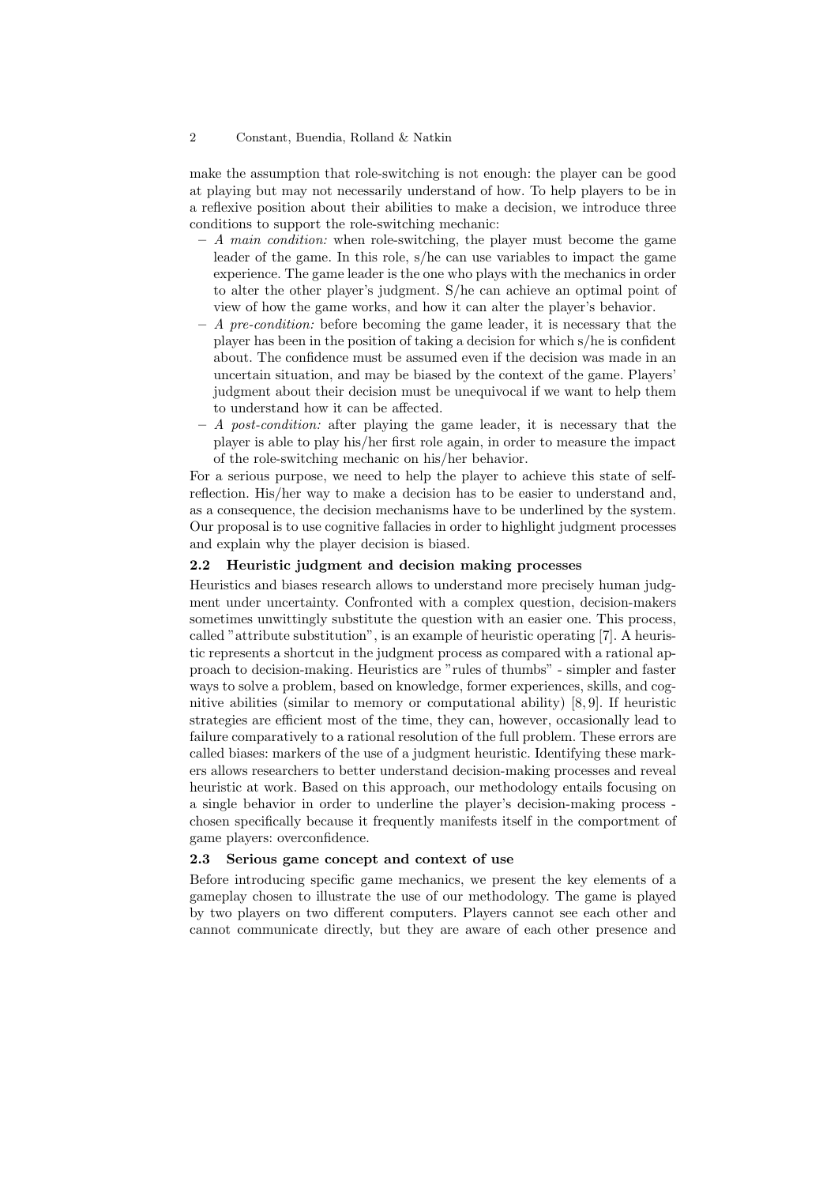make the assumption that role-switching is not enough: the player can be good at playing but may not necessarily understand of how. To help players to be in a reflexive position about their abilities to make a decision, we introduce three conditions to support the role-switching mechanic:

- *A main condition:* when role-switching, the player must become the game leader of the game. In this role, s/he can use variables to impact the game experience. The game leader is the one who plays with the mechanics in order to alter the other player's judgment. S/he can achieve an optimal point of view of how the game works, and how it can alter the player's behavior.
- *A pre-condition:* before becoming the game leader, it is necessary that the player has been in the position of taking a decision for which s/he is confident about. The confidence must be assumed even if the decision was made in an uncertain situation, and may be biased by the context of the game. Players' judgment about their decision must be unequivocal if we want to help them to understand how it can be affected.
- *A post-condition:* after playing the game leader, it is necessary that the player is able to play his/her first role again, in order to measure the impact of the role-switching mechanic on his/her behavior.

For a serious purpose, we need to help the player to achieve this state of self-reflection. His/her way to make a decision has to be easier to understand and, as a consequence, the decision mechanisms have to be underlined by the system. Our proposal is to use cognitive fallacies in order to highlight judgment processes and explain why the player decision is biased.

### 2.2 Heuristic judgment and decision making processes

Heuristics and biases research allows to understand more precisely human judgment under uncertainty. Confronted with a complex question, decision-makers sometimes unwittingly substitute the question with an easier one. This process, called "attribute substitution", is an example of heuristic operating [7]. A heuristic represents a shortcut in the judgment process as compared with a rational approach to decision-making. Heuristics are "rules of thumbs" - simpler and faster ways to solve a problem, based on knowledge, former experiences, skills, and cognitive abilities (similar to memory or computational ability) [8, 9]. If heuristic strategies are efficient most of the time, they can, however, occasionally lead to failure comparatively to a rational resolution of the full problem. These errors are called biases: markers of the use of a judgment heuristic. Identifying these markers allows researchers to better understand decision-making processes and reveal heuristic at work. Based on this approach, our methodology entails focusing on a single behavior in order to underline the player's decision-making process - chosen specifically because it frequently manifests itself in the comportment of game players: overconfidence.

### 2.3 Serious game concept and context of use

Before introducing specific game mechanics, we present the key elements of a gameplay chosen to illustrate the use of our methodology. The game is played by two players on two different computers. Players cannot see each other and cannot communicate directly, but they are aware of each other presence and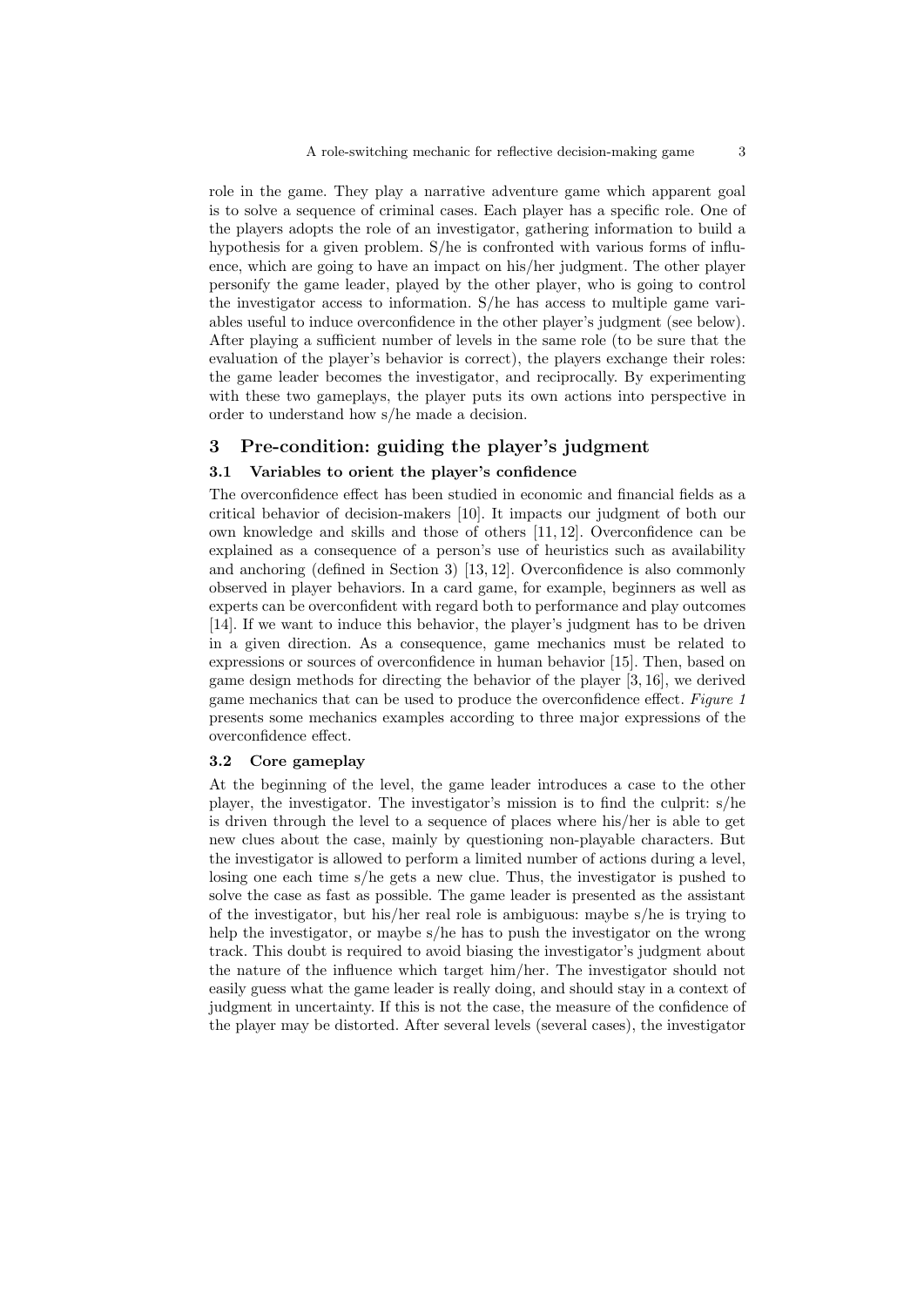role in the game. They play a narrative adventure game which apparent goal is to solve a sequence of criminal cases. Each player has a specific role. One of the players adopts the role of an investigator, gathering information to build a hypothesis for a given problem. S/he is confronted with various forms of influence, which are going to have an impact on his/her judgment. The other player personify the game leader, played by the other player, who is going to control the investigator access to information. S/he has access to multiple game variables useful to induce overconfidence in the other player's judgment (see below). After playing a sufficient number of levels in the same role (to be sure that the evaluation of the player's behavior is correct), the players exchange their roles: the game leader becomes the investigator, and reciprocally. By experimenting with these two gameplays, the player puts its own actions into perspective in order to understand how s/he made a decision.

## 3 Pre-condition: guiding the player's judgment

### 3.1 Variables to orient the player's confidence

The overconfidence effect has been studied in economic and financial fields as a critical behavior of decision-makers [10]. It impacts our judgment of both our own knowledge and skills and those of others [11, 12]. Overconfidence can be explained as a consequence of a person's use of heuristics such as availability and anchoring (defined in Section 3) [13, 12]. Overconfidence is also commonly observed in player behaviors. In a card game, for example, beginners as well as experts can be overconfident with regard both to performance and play outcomes [14]. If we want to induce this behavior, the player's judgment has to be driven in a given direction. As a consequence, game mechanics must be related to expressions or sources of overconfidence in human behavior [15]. Then, based on game design methods for directing the behavior of the player [3, 16], we derived game mechanics that can be used to produce the overconfidence effect. *Figure 1* presents some mechanics examples according to three major expressions of the overconfidence effect.

### 3.2 Core gameplay

At the beginning of the level, the game leader introduces a case to the other player, the investigator. The investigator's mission is to find the culprit: s/he is driven through the level to a sequence of places where his/her is able to get new clues about the case, mainly by questioning non-playable characters. But the investigator is allowed to perform a limited number of actions during a level, losing one each time s/he gets a new clue. Thus, the investigator is pushed to solve the case as fast as possible. The game leader is presented as the assistant of the investigator, but his/her real role is ambiguous: maybe s/he is trying to help the investigator, or maybe s/he has to push the investigator on the wrong track. This doubt is required to avoid biasing the investigator's judgment about the nature of the influence which target him/her. The investigator should not easily guess what the game leader is really doing, and should stay in a context of judgment in uncertainty. If this is not the case, the measure of the confidence of the player may be distorted. After several levels (several cases), the investigator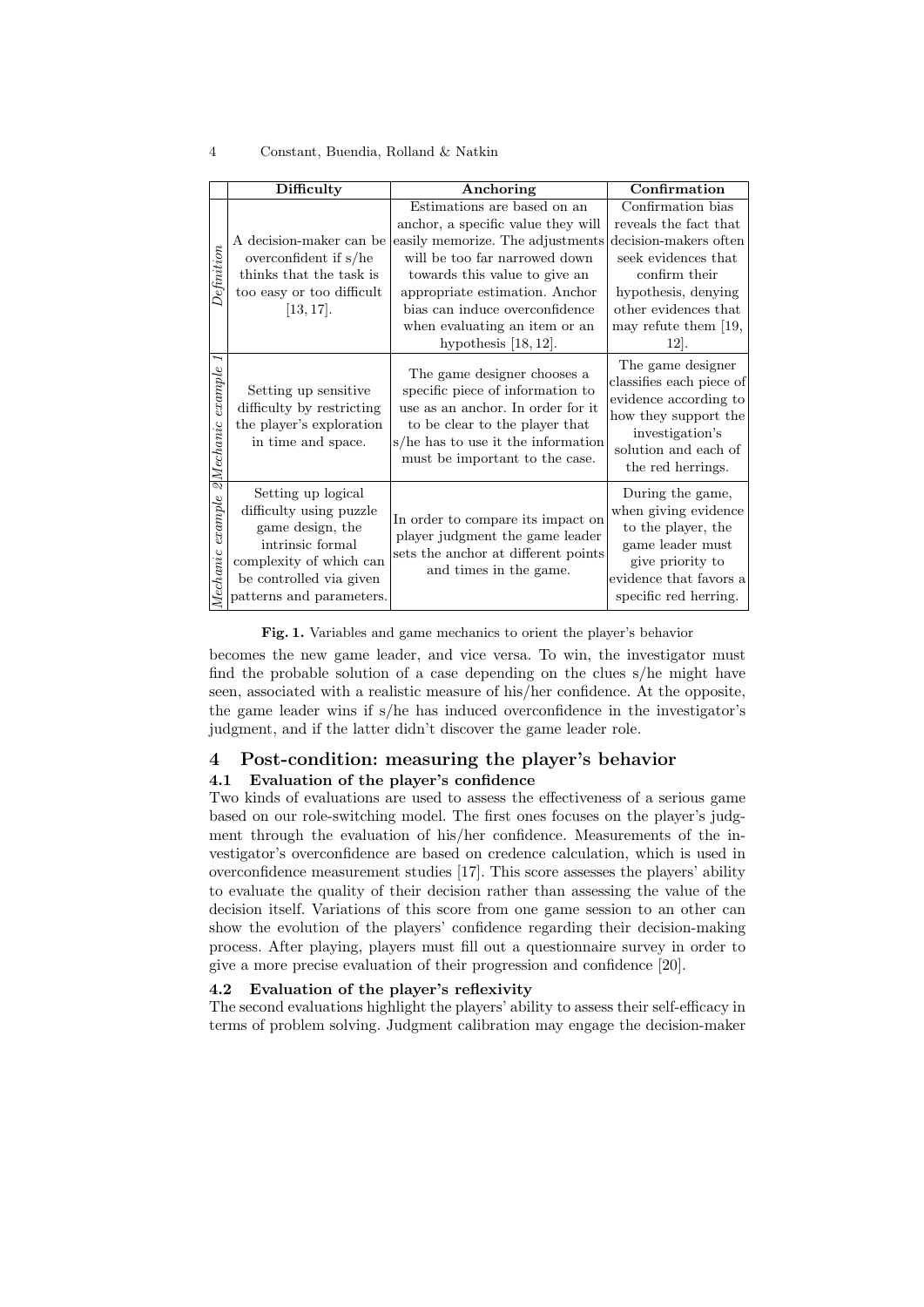| | **Difficulty** | **Anchoring** | **Confirmation** |
|---|---|---|---|
| *Definition* | A decision-maker can be overconfident if s/he thinks that the task is too easy or too difficult [13, 17]. | Estimations are based on an anchor, a specific value they will easily memorize. The adjustments will be too far narrowed down towards this value to give an appropriate estimation. Anchor bias can induce overconfidence when evaluating an item or an hypothesis [18, 12]. | Confirmation bias reveals the fact that decision-makers often seek evidences that confirm their hypothesis, denying other evidences that may refute them [19, 12]. |
| *Mechanic example 1* | Setting up sensitive difficulty by restricting the player's exploration in time and space. | The game designer chooses a specific piece of information to use as an anchor. In order for it to be clear to the player that s/he has to use it the information must be important to the case. | The game designer classifies each piece of evidence according to how they support the investigation's solution and each of the red herrings. |
| *Mechanic example 2* | Setting up logical difficulty using puzzle game design, the intrinsic formal complexity of which can be controlled via given patterns and parameters. | In order to compare its impact on player judgment the game leader sets the anchor at different points and times in the game. | During the game, when giving evidence to the player, the game leader must give priority to evidence that favors a specific red herring. |

**Fig. 1.** Variables and game mechanics to orient the player's behavior

becomes the new game leader, and vice versa. To win, the investigator must find the probable solution of a case depending on the clues s/he might have seen, associated with a realistic measure of his/her confidence. At the opposite, the game leader wins if s/he has induced overconfidence in the investigator's judgment, and if the latter didn't discover the game leader role.

## 4 Post-condition: measuring the player's behavior

### 4.1 Evaluation of the player's confidence

Two kinds of evaluations are used to assess the effectiveness of a serious game based on our role-switching model. The first ones focuses on the player's judgment through the evaluation of his/her confidence. Measurements of the investigator's overconfidence are based on credence calculation, which is used in overconfidence measurement studies [17]. This score assesses the players' ability to evaluate the quality of their decision rather than assessing the value of the decision itself. Variations of this score from one game session to an other can show the evolution of the players' confidence regarding their decision-making process. After playing, players must fill out a questionnaire survey in order to give a more precise evaluation of their progression and confidence [20].

### 4.2 Evaluation of the player's reflexivity

The second evaluations highlight the players' ability to assess their self-efficacy in terms of problem solving. Judgment calibration may engage the decision-maker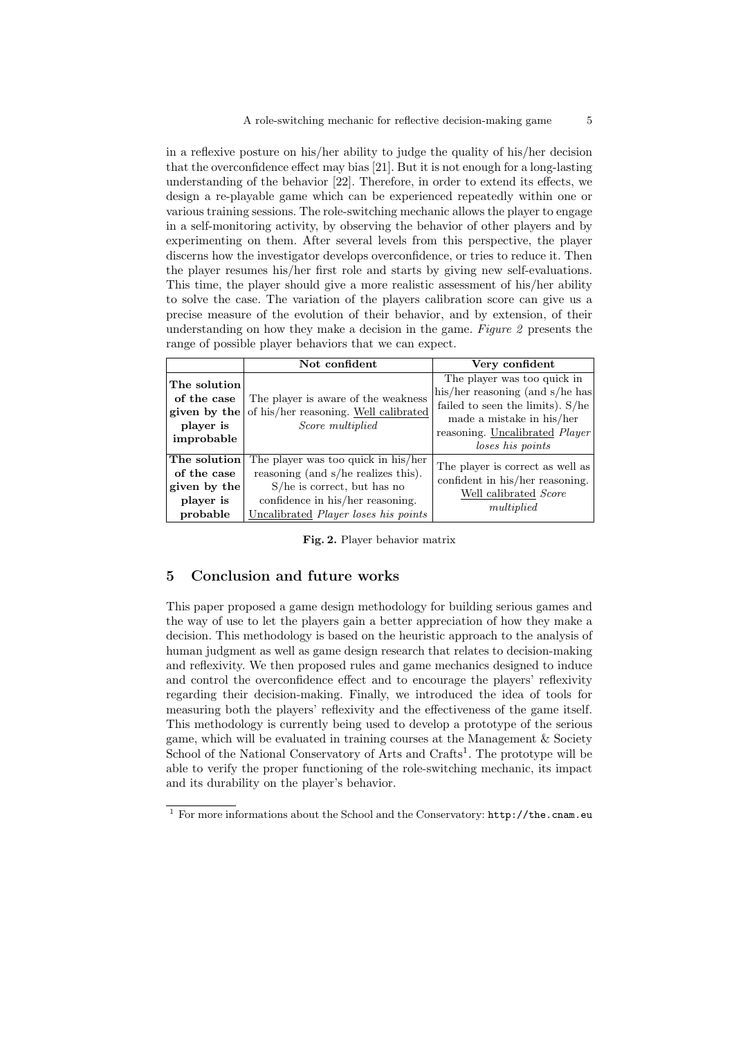in a reflexive posture on his/her ability to judge the quality of his/her decision that the overconfidence effect may bias [21]. But it is not enough for a long-lasting understanding of the behavior [22]. Therefore, in order to extend its effects, we design a re-playable game which can be experienced repeatedly within one or various training sessions. The role-switching mechanic allows the player to engage in a self-monitoring activity, by observing the behavior of other players and by experimenting on them. After several levels from this perspective, the player discerns how the investigator develops overconfidence, or tries to reduce it. Then the player resumes his/her first role and starts by giving new self-evaluations. This time, the player should give a more realistic assessment of his/her ability to solve the case. The variation of the players calibration score can give us a precise measure of the evolution of their behavior, and by extension, of their understanding on how they make a decision in the game. *Figure 2* presents the range of possible player behaviors that we can expect.

| | **Not confident** | **Very confident** |
|---|---|---|
| **The solution of the case given by the player is improbable** | The player is aware of the weakness of his/her reasoning. Well calibrated *Score multiplied* | The player was too quick in his/her reasoning (and s/he has failed to seen the limits). S/he made a mistake in his/her reasoning. Uncalibrated *Player loses his points* |
| **The solution of the case given by the player is probable** | The player was too quick in his/her reasoning (and s/he realizes this). S/he is correct, but has no confidence in his/her reasoning. Uncalibrated *Player loses his points* | The player is correct as well as confident in his/her reasoning. Well calibrated *Score multiplied* |

**Fig. 2.** Player behavior matrix

## 5 Conclusion and future works

This paper proposed a game design methodology for building serious games and the way of use to let the players gain a better appreciation of how they make a decision. This methodology is based on the heuristic approach to the analysis of human judgment as well as game design research that relates to decision-making and reflexivity. We then proposed rules and game mechanics designed to induce and control the overconfidence effect and to encourage the players' reflexivity regarding their decision-making. Finally, we introduced the idea of tools for measuring both the players' reflexivity and the effectiveness of the game itself. This methodology is currently being used to develop a prototype of the serious game, which will be evaluated in training courses at the Management & Society School of the National Conservatory of Arts and Crafts[1]. The prototype will be able to verify the proper functioning of the role-switching mechanic, its impact and its durability on the player's behavior.

[1] For more informations about the School and the Conservatory: http://the.cnam.eu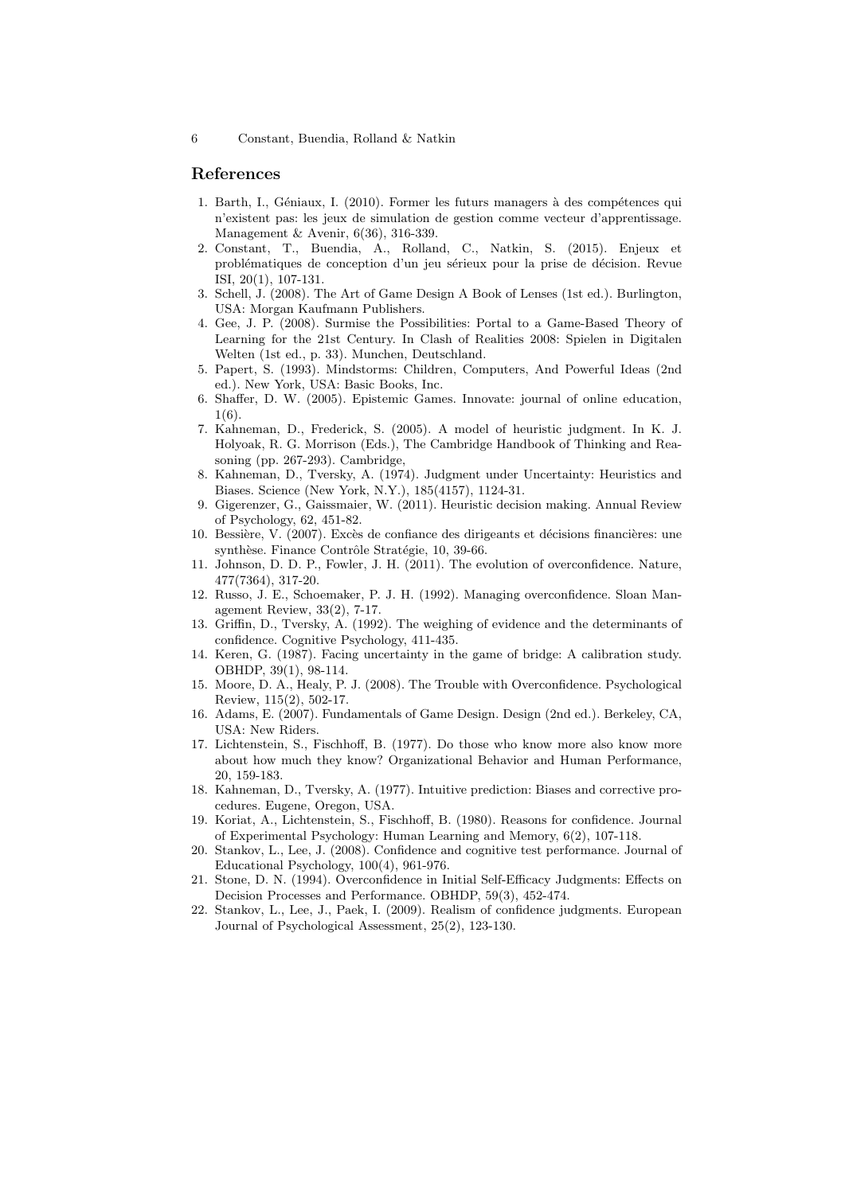## References

1. Barth, I., Géniaux, I. (2010). Former les futurs managers à des compétences qui n'existent pas: les jeux de simulation de gestion comme vecteur d'apprentissage. Management & Avenir, 6(36), 316-339.
2. Constant, T., Buendia, A., Rolland, C., Natkin, S. (2015). Enjeux et problématiques de conception d'un jeu sérieux pour la prise de décision. Revue ISI, 20(1), 107-131.
3. Schell, J. (2008). The Art of Game Design A Book of Lenses (1st ed.). Burlington, USA: Morgan Kaufmann Publishers.
4. Gee, J. P. (2008). Surmise the Possibilities: Portal to a Game-Based Theory of Learning for the 21st Century. In Clash of Realities 2008: Spielen in Digitalen Welten (1st ed., p. 33). Munchen, Deutschland.
5. Papert, S. (1993). Mindstorms: Children, Computers, And Powerful Ideas (2nd ed.). New York, USA: Basic Books, Inc.
6. Shaffer, D. W. (2005). Epistemic Games. Innovate: journal of online education, 1(6).
7. Kahneman, D., Frederick, S. (2005). A model of heuristic judgment. In K. J. Holyoak, R. G. Morrison (Eds.), The Cambridge Handbook of Thinking and Reasoning (pp. 267-293). Cambridge,
8. Kahneman, D., Tversky, A. (1974). Judgment under Uncertainty: Heuristics and Biases. Science (New York, N.Y.), 185(4157), 1124-31.
9. Gigerenzer, G., Gaissmaier, W. (2011). Heuristic decision making. Annual Review of Psychology, 62, 451-82.
10. Bessière, V. (2007). Excès de confiance des dirigeants et décisions financières: une synthèse. Finance Contrôle Stratégie, 10, 39-66.
11. Johnson, D. D. P., Fowler, J. H. (2011). The evolution of overconfidence. Nature, 477(7364), 317-20.
12. Russo, J. E., Schoemaker, P. J. H. (1992). Managing overconfidence. Sloan Management Review, 33(2), 7-17.
13. Griffin, D., Tversky, A. (1992). The weighing of evidence and the determinants of confidence. Cognitive Psychology, 411-435.
14. Keren, G. (1987). Facing uncertainty in the game of bridge: A calibration study. OBHDP, 39(1), 98-114.
15. Moore, D. A., Healy, P. J. (2008). The Trouble with Overconfidence. Psychological Review, 115(2), 502-17.
16. Adams, E. (2007). Fundamentals of Game Design. Design (2nd ed.). Berkeley, CA, USA: New Riders.
17. Lichtenstein, S., Fischhoff, B. (1977). Do those who know more also know more about how much they know? Organizational Behavior and Human Performance, 20, 159-183.
18. Kahneman, D., Tversky, A. (1977). Intuitive prediction: Biases and corrective procedures. Eugene, Oregon, USA.
19. Koriat, A., Lichtenstein, S., Fischhoff, B. (1980). Reasons for confidence. Journal of Experimental Psychology: Human Learning and Memory, 6(2), 107-118.
20. Stankov, L., Lee, J. (2008). Confidence and cognitive test performance. Journal of Educational Psychology, 100(4), 961-976.
21. Stone, D. N. (1994). Overconfidence in Initial Self-Efficacy Judgments: Effects on Decision Processes and Performance. OBHDP, 59(3), 452-474.
22. Stankov, L., Lee, J., Paek, I. (2009). Realism of confidence judgments. European Journal of Psychological Assessment, 25(2), 123-130.